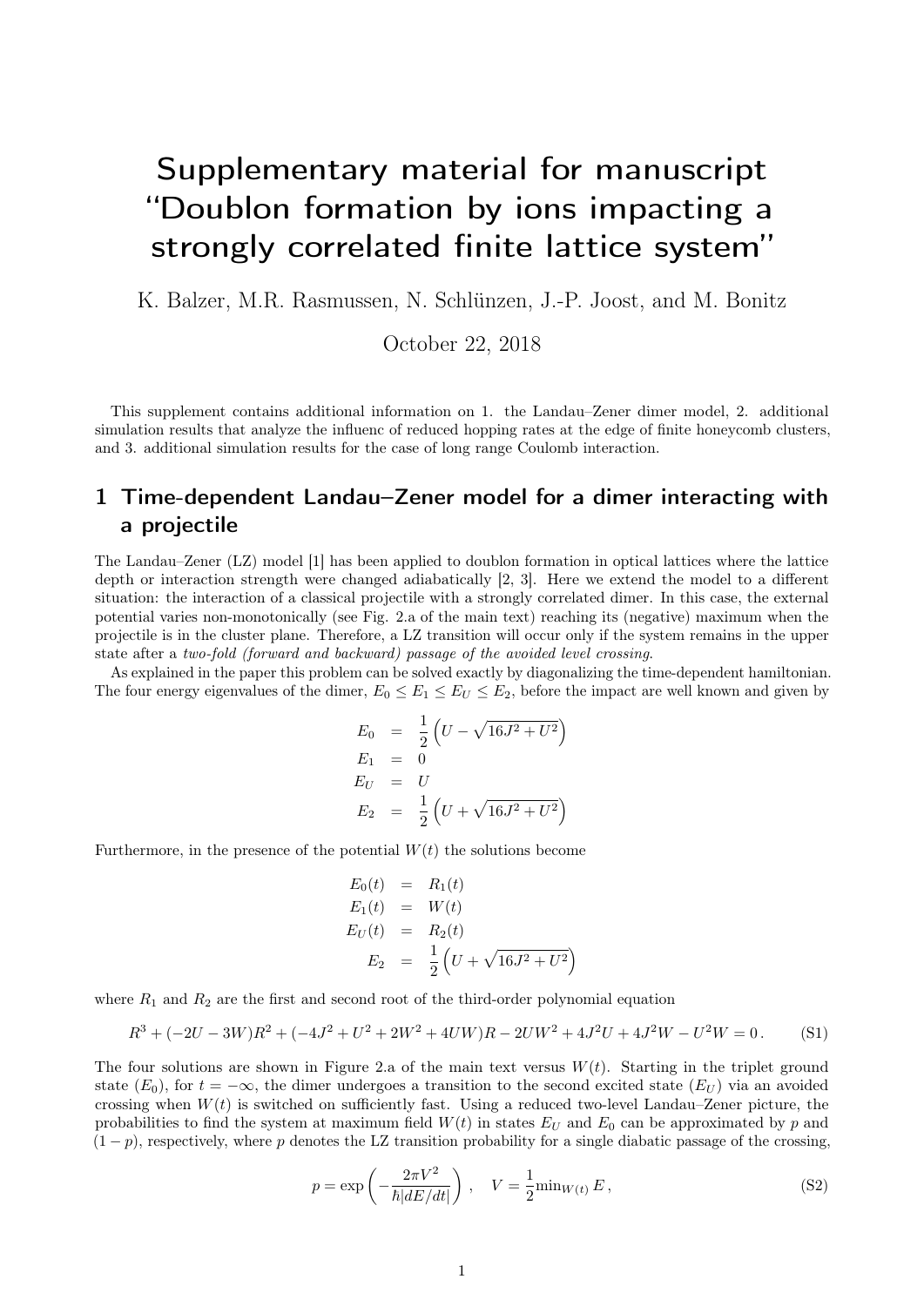# Supplementary material for manuscript "Doublon formation by ions impacting a strongly correlated finite lattice system"

K. Balzer, M.R. Rasmussen, N. Schlünzen, J.-P. Joost, and M. Bonitz

October 22, 2018

This supplement contains additional information on 1. the Landau–Zener dimer model, 2. additional simulation results that analyze the influenc of reduced hopping rates at the edge of finite honeycomb clusters, and 3. additional simulation results for the case of long range Coulomb interaction.

## 1 Time-dependent Landau–Zener model for a dimer interacting with a projectile

The Landau–Zener (LZ) model [1] has been applied to doublon formation in optical lattices where the lattice depth or interaction strength were changed adiabatically [2, 3]. Here we extend the model to a different situation: the interaction of a classical projectile with a strongly correlated dimer. In this case, the external potential varies non-monotonically (see Fig. 2.a of the main text) reaching its (negative) maximum when the projectile is in the cluster plane. Therefore, a LZ transition will occur only if the system remains in the upper state after a *two-fold (forward and backward) passage of the avoided level crossing*.

As explained in the paper this problem can be solved exactly by diagonalizing the time-dependent hamiltonian. The four energy eigenvalues of the dimer, $E_0 \leq E_1 \leq E_U \leq E_2$, before the impact are well known and given by

$$
\begin{aligned}
E_0 &= \frac{1}{2}\left(U - \sqrt{16J^2 + U^2}\right) \\
E_1 &= 0 \\
E_U &= U \\
E_2 &= \frac{1}{2}\left(U + \sqrt{16J^2 + U^2}\right)
\end{aligned}
$$

Furthermore, in the presence of the potential $W(t)$ the solutions become

$$
\begin{aligned}
E_0(t) &= R_1(t) \\
E_1(t) &= W(t) \\
E_U(t) &= R_2(t) \\
E_2 &= \frac{1}{2}\left(U + \sqrt{16J^2 + U^2}\right)
\end{aligned}
$$

where $R_1$ and $R_2$ are the first and second root of the third-order polynomial equation

$$
R^3 + (-2U - 3W)R^2 + (-4J^2 + U^2 + 2W^2 + 4UW)R - 2UW^2 + 4J^2U + 4J^2W - U^2W = 0\,. \tag{S1}
$$

The four solutions are shown in Figure 2.a of the main text versus $W(t)$. Starting in the triplet ground state ($E_0$), for $t = -\infty$, the dimer undergoes a transition to the second excited state ($E_U$) via an avoided crossing when $W(t)$ is switched on sufficiently fast. Using a reduced two-level Landau–Zener picture, the probabilities to find the system at maximum field $W(t)$ in states $E_U$ and $E_0$ can be approximated by $p$ and $(1-p)$, respectively, where $p$ denotes the LZ transition probability for a single diabatic passage of the crossing,

$$
p = \exp\left(-\frac{2\pi V^2}{\hbar |dE/dt|}\right)\,, \quad V = \frac{1}{2}\min_{W(t)} E\,, \tag{S2}
$$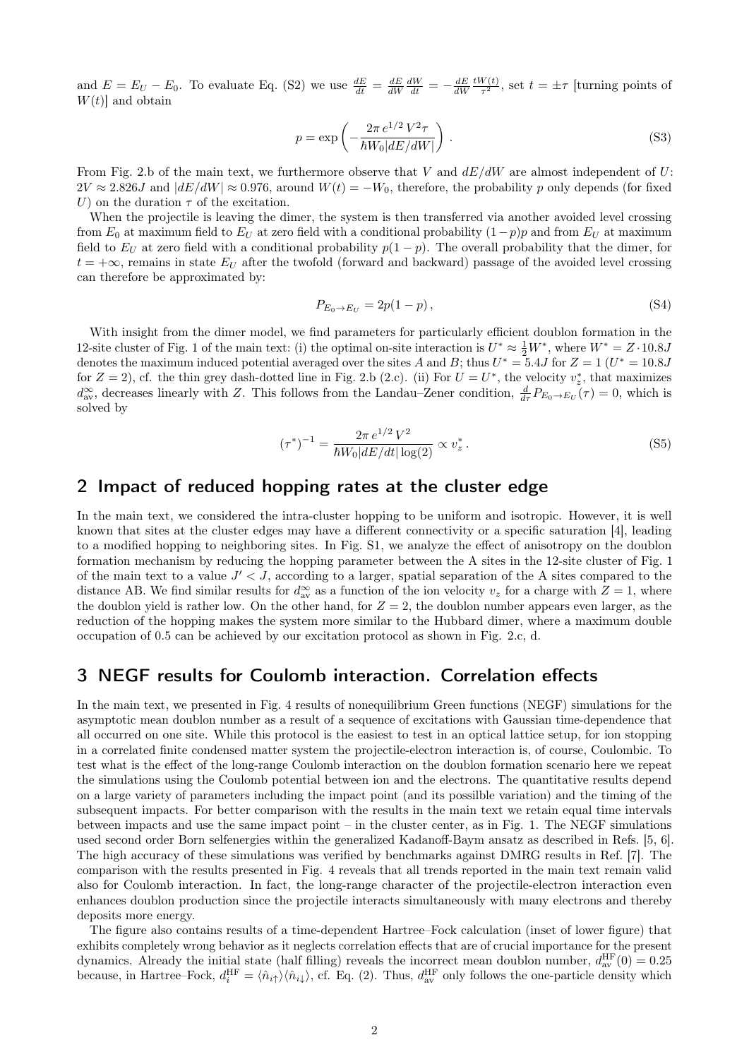and $E = E_U - E_0$. To evaluate Eq. (S2) we use $\frac{dE}{dt} = \frac{dE}{dW}\frac{dW}{dt} = -\frac{dE}{dW}\frac{tW(t)}{\tau^2}$, set $t = \pm\tau$ [turning points of $W(t)$] and obtain

$$p = \exp\left(-\frac{2\pi\, e^{1/2}\, V^2 \tau}{\hbar W_0 |dE/dW|}\right) . \tag{S3}$$

From Fig. 2.b of the main text, we furthermore observe that $V$ and $dE/dW$ are almost independent of $U$: $2V \approx 2.826J$ and $|dE/dW| \approx 0.976$, around $W(t) = -W_0$, therefore, the probability $p$ only depends (for fixed $U$) on the duration $\tau$ of the excitation.

When the projectile is leaving the dimer, the system is then transferred via another avoided level crossing from $E_0$ at maximum field to $E_U$ at zero field with a conditional probability $(1-p)p$ and from $E_U$ at maximum field to $E_U$ at zero field with a conditional probability $p(1-p)$. The overall probability that the dimer, for $t = +\infty$, remains in state $E_U$ after the twofold (forward and backward) passage of the avoided level crossing can therefore be approximated by:

$$P_{E_0 \to E_U} = 2p(1-p) , \tag{S4}$$

With insight from the dimer model, we find parameters for particularly efficient doublon formation in the 12-site cluster of Fig. 1 of the main text: (i) the optimal on-site interaction is $U^* \approx \frac{1}{2}W^*$, where $W^* = Z \cdot 10.8J$ denotes the maximum induced potential averaged over the sites $A$ and $B$; thus $U^* = 5.4J$ for $Z = 1$ ($U^* = 10.8J$ for $Z = 2$), cf. the thin grey dash-dotted line in Fig. 2.b (2.c). (ii) For $U = U^*$, the velocity $v_z^*$, that maximizes $d_{\rm av}^\infty$, decreases linearly with $Z$. This follows from the Landau–Zener condition, $\frac{d}{d\tau}P_{E_0\to E_U}(\tau) = 0$, which is solved by

$$(\tau^*)^{-1} = \frac{2\pi\, e^{1/2}\, V^2}{\hbar W_0 |dE/dt| \log(2)} \propto v_z^* . \tag{S5}$$

## 2 Impact of reduced hopping rates at the cluster edge

In the main text, we considered the intra-cluster hopping to be uniform and isotropic. However, it is well known that sites at the cluster edges may have a different connectivity or a specific saturation [4], leading to a modified hopping to neighboring sites. In Fig. S1, we analyze the effect of anisotropy on the doublon formation mechanism by reducing the hopping parameter between the A sites in the 12-site cluster of Fig. 1 of the main text to a value $J' < J$, according to a larger, spatial separation of the A sites compared to the distance AB. We find similar results for $d_{\rm av}^\infty$ as a function of the ion velocity $v_z$ for a charge with $Z = 1$, where the doublon yield is rather low. On the other hand, for $Z = 2$, the doublon number appears even larger, as the reduction of the hopping makes the system more similar to the Hubbard dimer, where a maximum double occupation of 0.5 can be achieved by our excitation protocol as shown in Fig. 2.c, d.

## 3 NEGF results for Coulomb interaction. Correlation effects

In the main text, we presented in Fig. 4 results of nonequilibrium Green functions (NEGF) simulations for the asymptotic mean doublon number as a result of a sequence of excitations with Gaussian time-dependence that all occurred on one site. While this protocol is the easiest to test in an optical lattice setup, for ion stopping in a correlated finite condensed matter system the projectile-electron interaction is, of course, Coulombic. To test what is the effect of the long-range Coulomb interaction on the doublon formation scenario here we repeat the simulations using the Coulomb potential between ion and the electrons. The quantitative results depend on a large variety of parameters including the impact point (and its possilble variation) and the timing of the subsequent impacts. For better comparison with the results in the main text we retain equal time intervals between impacts and use the same impact point – in the cluster center, as in Fig. 1. The NEGF simulations used second order Born selfenergies within the generalized Kadanoff-Baym ansatz as described in Refs. [5, 6]. The high accuracy of these simulations was verified by benchmarks against DMRG results in Ref. [7]. The comparison with the results presented in Fig. 4 reveals that all trends reported in the main text remain valid also for Coulomb interaction. In fact, the long-range character of the projectile-electron interaction even enhances doublon production since the projectile interacts simultaneously with many electrons and thereby deposits more energy.

The figure also contains results of a time-dependent Hartree–Fock calculation (inset of lower figure) that exhibits completely wrong behavior as it neglects correlation effects that are of crucial importance for the present dynamics. Already the initial state (half filling) reveals the incorrect mean doublon number, $d_{\rm av}^{\rm HF}(0) = 0.25$ because, in Hartree–Fock, $d_i^{\rm HF} = \langle \hat{n}_{i\uparrow}\rangle\langle \hat{n}_{i\downarrow}\rangle$, cf. Eq. (2). Thus, $d_{\rm av}^{\rm HF}$ only follows the one-particle density which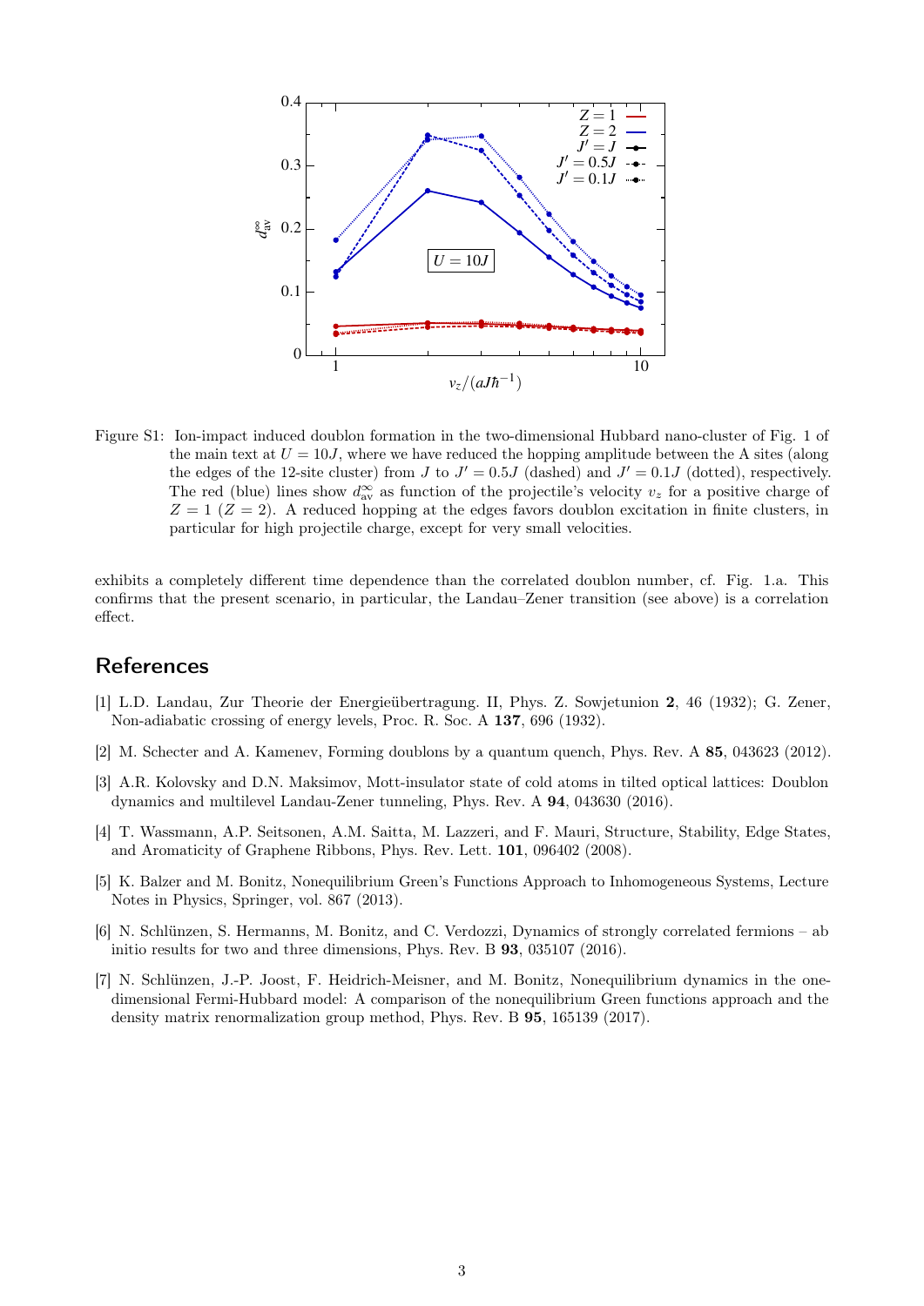Figure S1: Ion-impact induced doublon formation in the two-dimensional Hubbard nano-cluster of Fig. 1 of the main text at $U = 10J$, where we have reduced the hopping amplitude between the A sites (along the edges of the 12-site cluster) from $J$ to $J' = 0.5J$ (dashed) and $J' = 0.1J$ (dotted), respectively. The red (blue) lines show $d_{\mathrm{av}}^{\infty}$ as function of the projectile's velocity $v_z$ for a positive charge of $Z = 1$ ($Z = 2$). A reduced hopping at the edges favors doublon excitation in finite clusters, in particular for high projectile charge, except for very small velocities.

exhibits a completely different time dependence than the correlated doublon number, cf. Fig. 1.a. This confirms that the present scenario, in particular, the Landau–Zener transition (see above) is a correlation effect.

## References

[1] L.D. Landau, Zur Theorie der Energieübertragung. II, Phys. Z. Sowjetunion **2**, 46 (1932); G. Zener, Non-adiabatic crossing of energy levels, Proc. R. Soc. A **137**, 696 (1932).

[2] M. Schecter and A. Kamenev, Forming doublons by a quantum quench, Phys. Rev. A **85**, 043623 (2012).

[3] A.R. Kolovsky and D.N. Maksimov, Mott-insulator state of cold atoms in tilted optical lattices: Doublon dynamics and multilevel Landau-Zener tunneling, Phys. Rev. A **94**, 043630 (2016).

[4] T. Wassmann, A.P. Seitsonen, A.M. Saitta, M. Lazzeri, and F. Mauri, Structure, Stability, Edge States, and Aromaticity of Graphene Ribbons, Phys. Rev. Lett. **101**, 096402 (2008).

[5] K. Balzer and M. Bonitz, Nonequilibrium Green's Functions Approach to Inhomogeneous Systems, Lecture Notes in Physics, Springer, vol. 867 (2013).

[6] N. Schlünzen, S. Hermanns, M. Bonitz, and C. Verdozzi, Dynamics of strongly correlated fermions – ab initio results for two and three dimensions, Phys. Rev. B **93**, 035107 (2016).

[7] N. Schlünzen, J.-P. Joost, F. Heidrich-Meisner, and M. Bonitz, Nonequilibrium dynamics in the one-dimensional Fermi-Hubbard model: A comparison of the nonequilibrium Green functions approach and the density matrix renormalization group method, Phys. Rev. B **95**, 165139 (2017).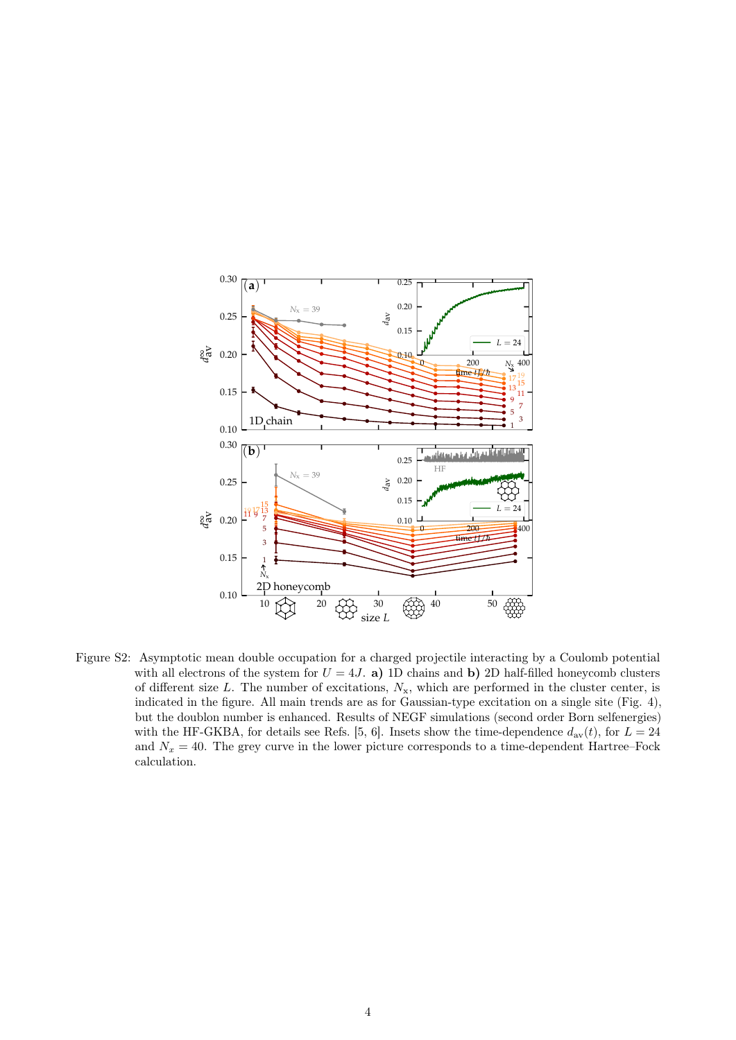(a)

$N_x = 39$

1D chain

$d_{av}^{\infty}$

0.30

0.25

0.20

0.15

0.10

$d_{av}$

0.25

0.20

0.15

0.10

0

200

400

time $tJ/\hbar$

$L = 24$

$N_x$

19 17 15 13 11 9 7 5 3 1

(b)

$N_x = 39$

2D honeycomb

$d_{av}^{\infty}$

0.30

0.25

0.20

0.15

0.10

19 17 15 13 11 9 7 5 3 1

$N_x$

$d_{av}$

0.25

0.20

0.15

0.10

HF

$L = 24$

0

200

400

time $tJ/\hbar$

10 20 30 40 50

size $L$

Figure S2: Asymptotic mean double occupation for a charged projectile interacting by a Coulomb potential with all electrons of the system for $U = 4J$. **a)** 1D chains and **b)** 2D half-filled honeycomb clusters of different size $L$. The number of excitations, $N_\mathrm{x}$, which are performed in the cluster center, is indicated in the figure. All main trends are as for Gaussian-type excitation on a single site (Fig. 4), but the doublon number is enhanced. Results of NEGF simulations (second order Born selfenergies) with the HF-GKBA, for details see Refs. [5, 6]. Insets show the time-dependence $d_\mathrm{av}(t)$, for $L = 24$ and $N_x = 40$. The grey curve in the lower picture corresponds to a time-dependent Hartree–Fock calculation.